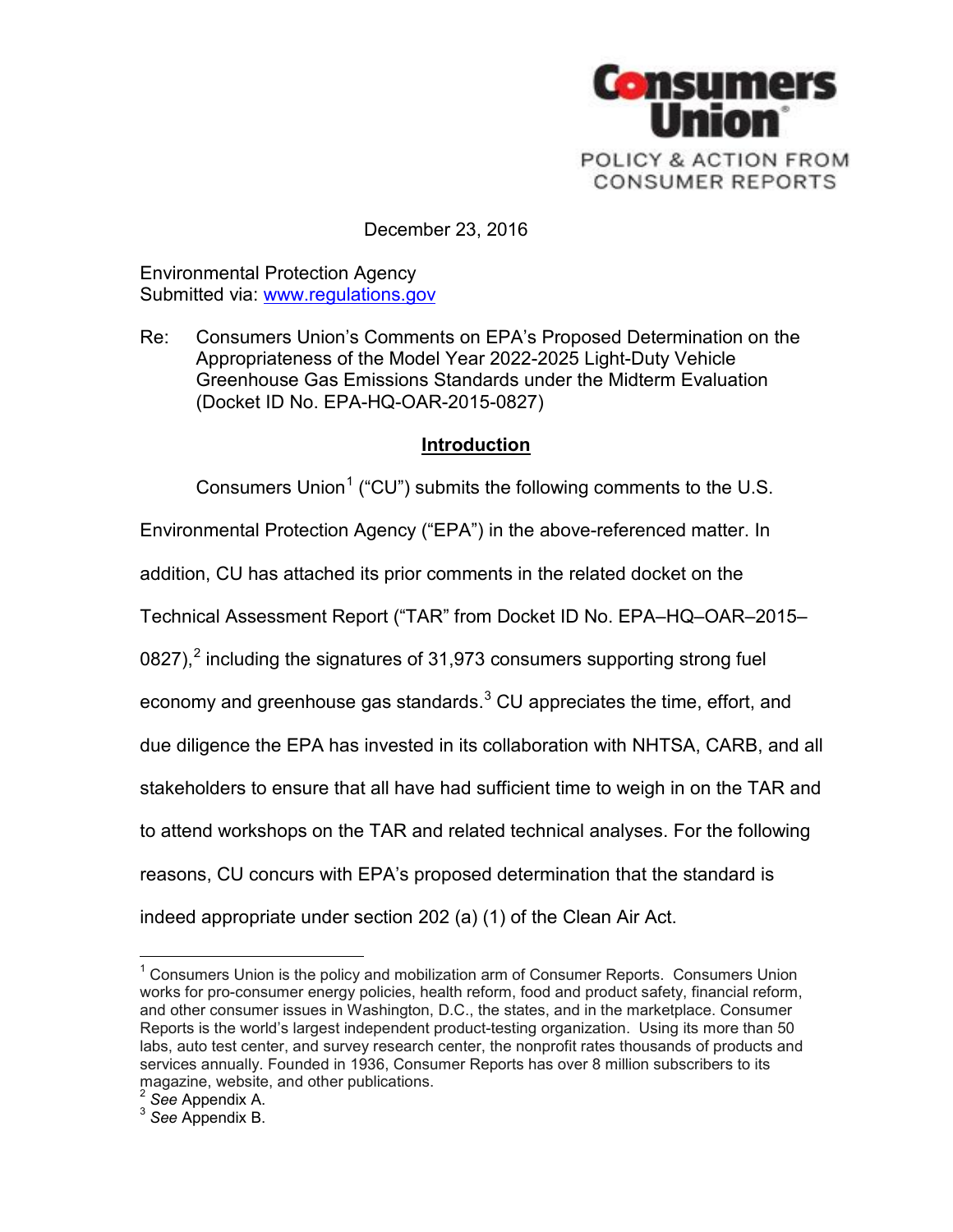**Consumers Union**

POLICY & ACTION FROM CONSUMER REPORTS

December 23, 2016

Environmental Protection Agency
Submitted via: [www.regulations.gov](http://www.regulations.gov)

Re: Consumers Union's Comments on EPA's Proposed Determination on the Appropriateness of the Model Year 2022-2025 Light-Duty Vehicle Greenhouse Gas Emissions Standards under the Midterm Evaluation (Docket ID No. EPA-HQ-OAR-2015-0827)

## Introduction

Consumers Union[1] ("CU") submits the following comments to the U.S. Environmental Protection Agency ("EPA") in the above-referenced matter. In addition, CU has attached its prior comments in the related docket on the Technical Assessment Report ("TAR" from Docket ID No. EPA–HQ–OAR–2015–0827),[2] including the signatures of 31,973 consumers supporting strong fuel economy and greenhouse gas standards.[3] CU appreciates the time, effort, and due diligence the EPA has invested in its collaboration with NHTSA, CARB, and all stakeholders to ensure that all have had sufficient time to weigh in on the TAR and to attend workshops on the TAR and related technical analyses. For the following reasons, CU concurs with EPA's proposed determination that the standard is indeed appropriate under section 202 (a) (1) of the Clean Air Act.

---

[1] Consumers Union is the policy and mobilization arm of Consumer Reports. Consumers Union works for pro-consumer energy policies, health reform, food and product safety, financial reform, and other consumer issues in Washington, D.C., the states, and in the marketplace. Consumer Reports is the world's largest independent product-testing organization. Using its more than 50 labs, auto test center, and survey research center, the nonprofit rates thousands of products and services annually. Founded in 1936, Consumer Reports has over 8 million subscribers to its magazine, website, and other publications.

[2] *See* Appendix A.

[3] *See* Appendix B.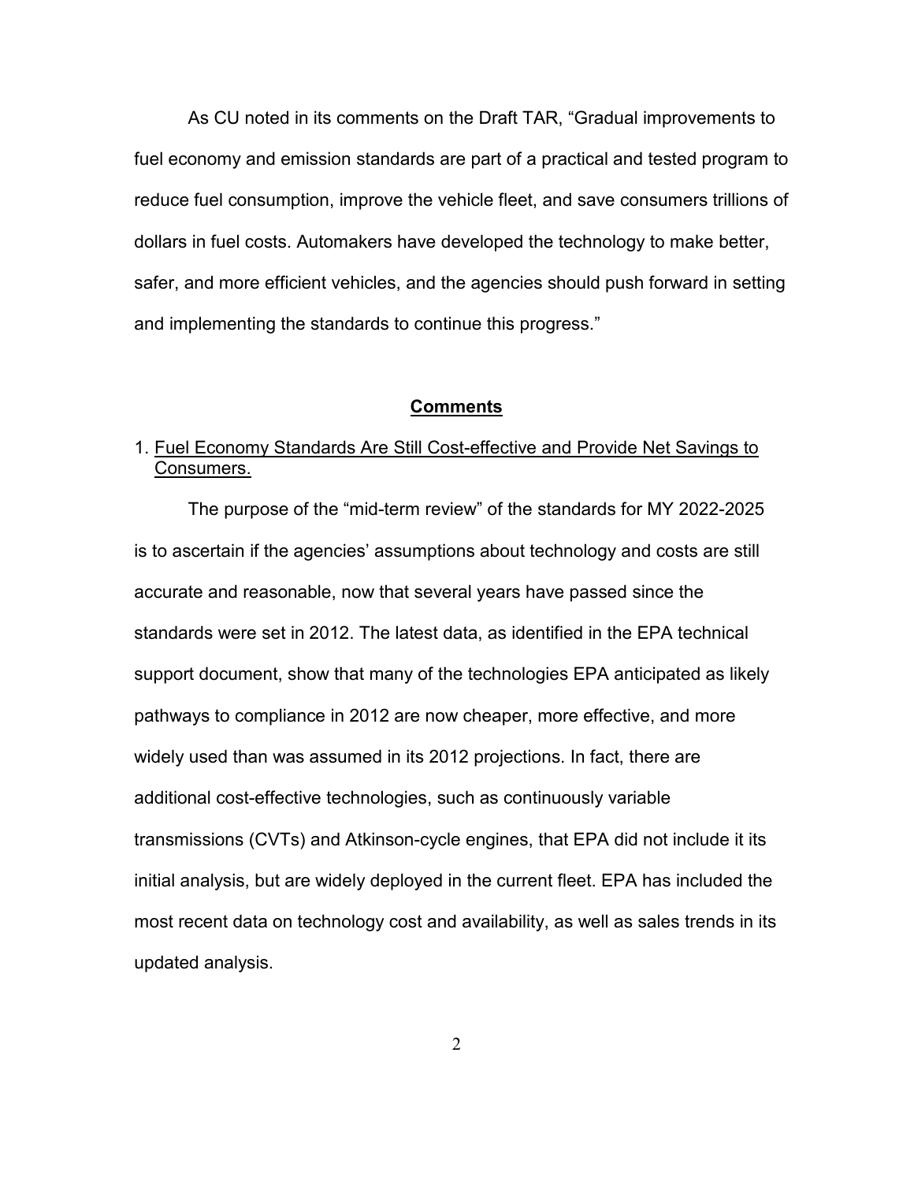As CU noted in its comments on the Draft TAR, “Gradual improvements to fuel economy and emission standards are part of a practical and tested program to reduce fuel consumption, improve the vehicle fleet, and save consumers trillions of dollars in fuel costs. Automakers have developed the technology to make better, safer, and more efficient vehicles, and the agencies should push forward in setting and implementing the standards to continue this progress.”

## Comments

### 1. Fuel Economy Standards Are Still Cost-effective and Provide Net Savings to Consumers.

The purpose of the “mid-term review” of the standards for MY 2022-2025 is to ascertain if the agencies’ assumptions about technology and costs are still accurate and reasonable, now that several years have passed since the standards were set in 2012. The latest data, as identified in the EPA technical support document, show that many of the technologies EPA anticipated as likely pathways to compliance in 2012 are now cheaper, more effective, and more widely used than was assumed in its 2012 projections. In fact, there are additional cost-effective technologies, such as continuously variable transmissions (CVTs) and Atkinson-cycle engines, that EPA did not include it its initial analysis, but are widely deployed in the current fleet. EPA has included the most recent data on technology cost and availability, as well as sales trends in its updated analysis.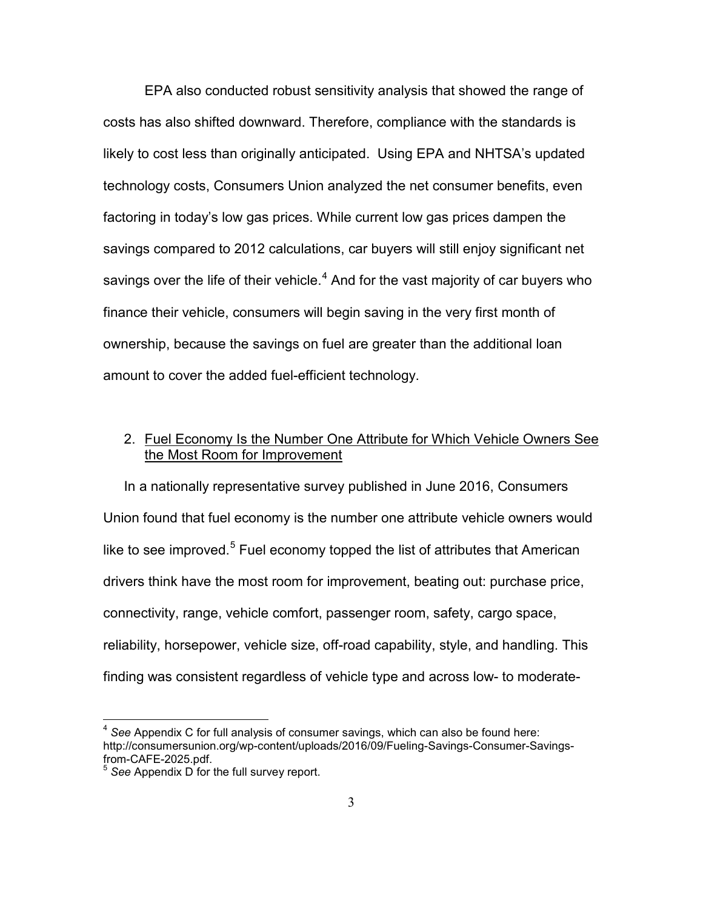EPA also conducted robust sensitivity analysis that showed the range of costs has also shifted downward. Therefore, compliance with the standards is likely to cost less than originally anticipated. Using EPA and NHTSA's updated technology costs, Consumers Union analyzed the net consumer benefits, even factoring in today's low gas prices. While current low gas prices dampen the savings compared to 2012 calculations, car buyers will still enjoy significant net savings over the life of their vehicle.[4] And for the vast majority of car buyers who finance their vehicle, consumers will begin saving in the very first month of ownership, because the savings on fuel are greater than the additional loan amount to cover the added fuel-efficient technology.

2. <u>Fuel Economy Is the Number One Attribute for Which Vehicle Owners See the Most Room for Improvement</u>

In a nationally representative survey published in June 2016, Consumers Union found that fuel economy is the number one attribute vehicle owners would like to see improved.[5] Fuel economy topped the list of attributes that American drivers think have the most room for improvement, beating out: purchase price, connectivity, range, vehicle comfort, passenger room, safety, cargo space, reliability, horsepower, vehicle size, off-road capability, style, and handling. This finding was consistent regardless of vehicle type and across low- to moderate-

---

[4] *See* Appendix C for full analysis of consumer savings, which can also be found here: http://consumersunion.org/wp-content/uploads/2016/09/Fueling-Savings-Consumer-Savings-from-CAFE-2025.pdf.

[5] *See* Appendix D for the full survey report.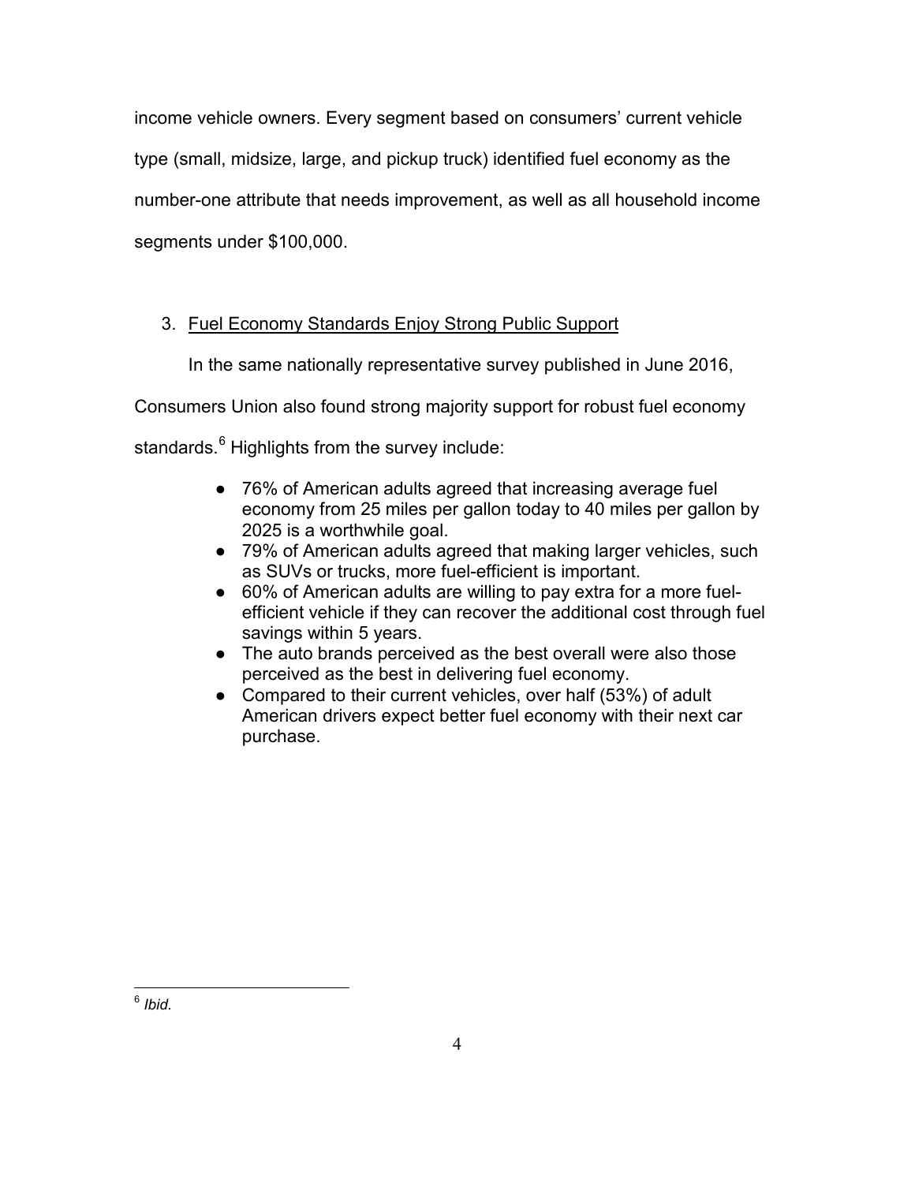income vehicle owners. Every segment based on consumers' current vehicle type (small, midsize, large, and pickup truck) identified fuel economy as the number-one attribute that needs improvement, as well as all household income segments under $100,000.

3. <u>Fuel Economy Standards Enjoy Strong Public Support</u>

In the same nationally representative survey published in June 2016, Consumers Union also found strong majority support for robust fuel economy standards.[6] Highlights from the survey include:

- 76% of American adults agreed that increasing average fuel economy from 25 miles per gallon today to 40 miles per gallon by 2025 is a worthwhile goal.
- 79% of American adults agreed that making larger vehicles, such as SUVs or trucks, more fuel-efficient is important.
- 60% of American adults are willing to pay extra for a more fuel-efficient vehicle if they can recover the additional cost through fuel savings within 5 years.
- The auto brands perceived as the best overall were also those perceived as the best in delivering fuel economy.
- Compared to their current vehicles, over half (53%) of adult American drivers expect better fuel economy with their next car purchase.

[6] *Ibid.*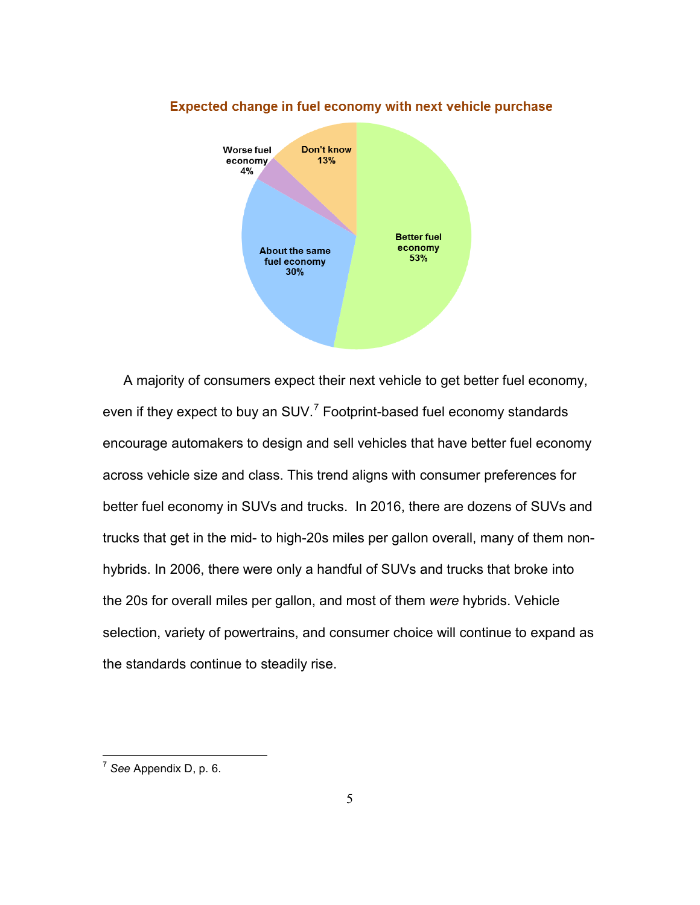**Expected change in fuel economy with next vehicle purchase**

| Response | Percent |
|---|---|
| Better fuel economy | 53% |
| About the same fuel economy | 30% |
| Don't know | 13% |
| Worse fuel economy | 4% |

A majority of consumers expect their next vehicle to get better fuel economy, even if they expect to buy an SUV.[7] Footprint-based fuel economy standards encourage automakers to design and sell vehicles that have better fuel economy across vehicle size and class. This trend aligns with consumer preferences for better fuel economy in SUVs and trucks. In 2016, there are dozens of SUVs and trucks that get in the mid- to high-20s miles per gallon overall, many of them non-hybrids. In 2006, there were only a handful of SUVs and trucks that broke into the 20s for overall miles per gallon, and most of them *were* hybrids. Vehicle selection, variety of powertrains, and consumer choice will continue to expand as the standards continue to steadily rise.

---

[7] *See* Appendix D, p. 6.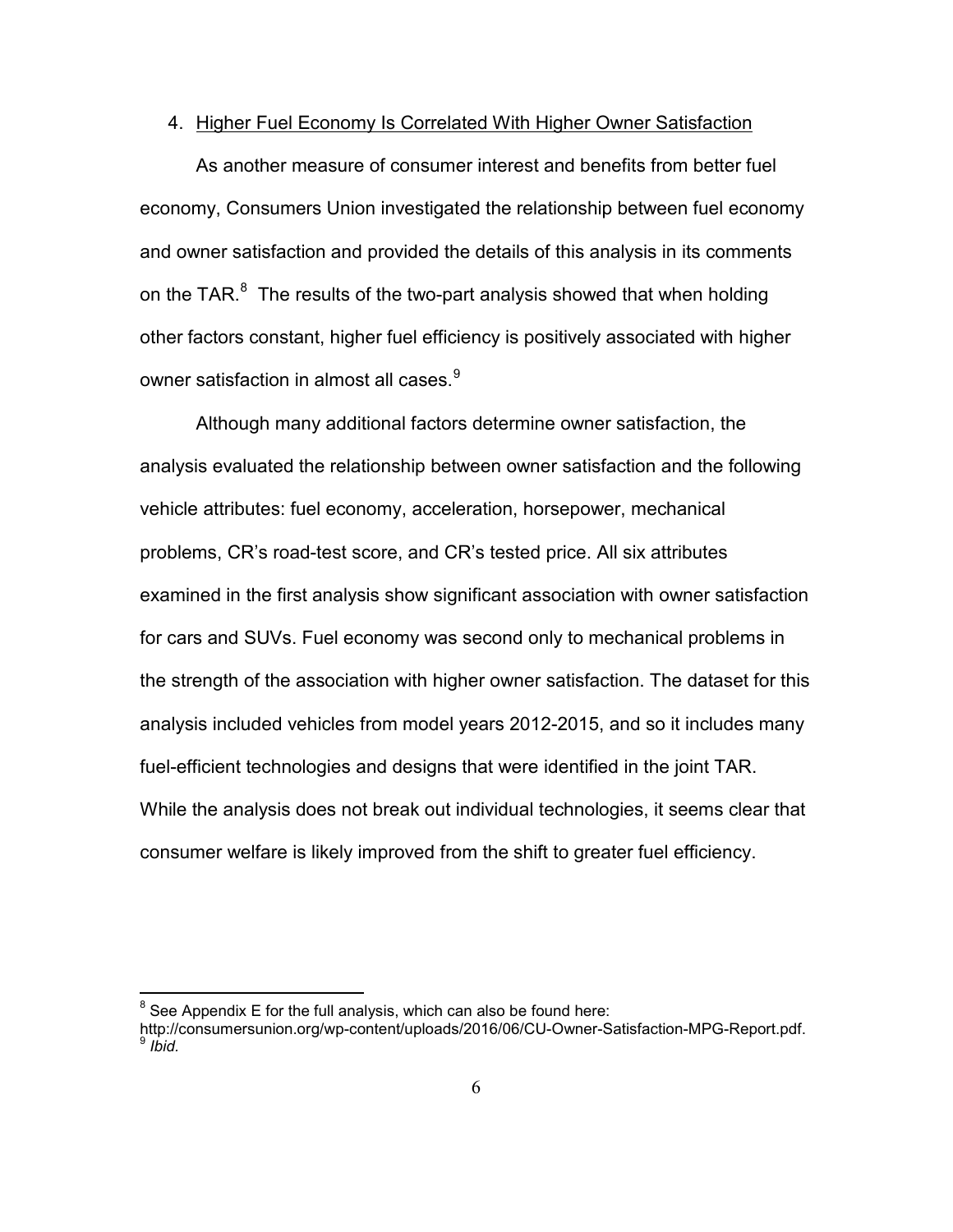4. Higher Fuel Economy Is Correlated With Higher Owner Satisfaction

As another measure of consumer interest and benefits from better fuel economy, Consumers Union investigated the relationship between fuel economy and owner satisfaction and provided the details of this analysis in its comments on the TAR.[8] The results of the two-part analysis showed that when holding other factors constant, higher fuel efficiency is positively associated with higher owner satisfaction in almost all cases.[9]

Although many additional factors determine owner satisfaction, the analysis evaluated the relationship between owner satisfaction and the following vehicle attributes: fuel economy, acceleration, horsepower, mechanical problems, CR's road-test score, and CR's tested price. All six attributes examined in the first analysis show significant association with owner satisfaction for cars and SUVs. Fuel economy was second only to mechanical problems in the strength of the association with higher owner satisfaction. The dataset for this analysis included vehicles from model years 2012-2015, and so it includes many fuel-efficient technologies and designs that were identified in the joint TAR. While the analysis does not break out individual technologies, it seems clear that consumer welfare is likely improved from the shift to greater fuel efficiency.

---

[8] See Appendix E for the full analysis, which can also be found here: http://consumersunion.org/wp-content/uploads/2016/06/CU-Owner-Satisfaction-MPG-Report.pdf.

[9] *Ibid.*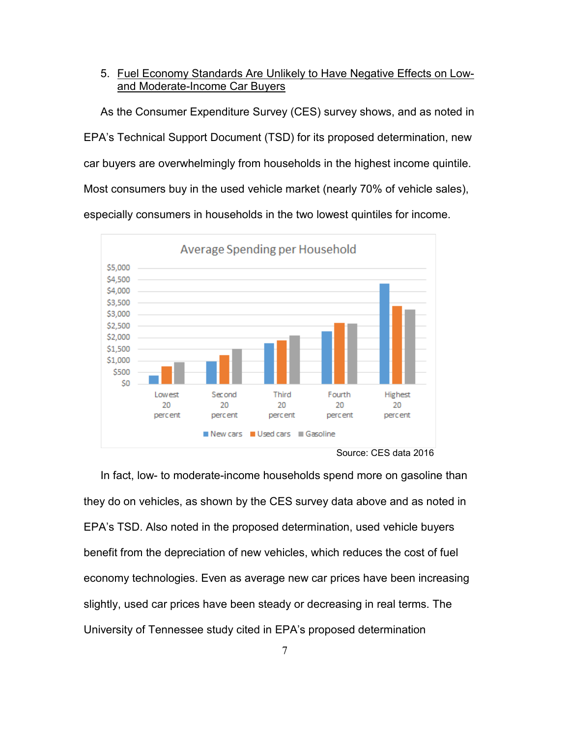5. Fuel Economy Standards Are Unlikely to Have Negative Effects on Low- and Moderate-Income Car Buyers

As the Consumer Expenditure Survey (CES) survey shows, and as noted in EPA's Technical Support Document (TSD) for its proposed determination, new car buyers are overwhelmingly from households in the highest income quintile. Most consumers buy in the used vehicle market (nearly 70% of vehicle sales), especially consumers in households in the two lowest quintiles for income.

Average Spending per Household

Source: CES data 2016

In fact, low- to moderate-income households spend more on gasoline than they do on vehicles, as shown by the CES survey data above and as noted in EPA's TSD. Also noted in the proposed determination, used vehicle buyers benefit from the depreciation of new vehicles, which reduces the cost of fuel economy technologies. Even as average new car prices have been increasing slightly, used car prices have been steady or decreasing in real terms. The University of Tennessee study cited in EPA's proposed determination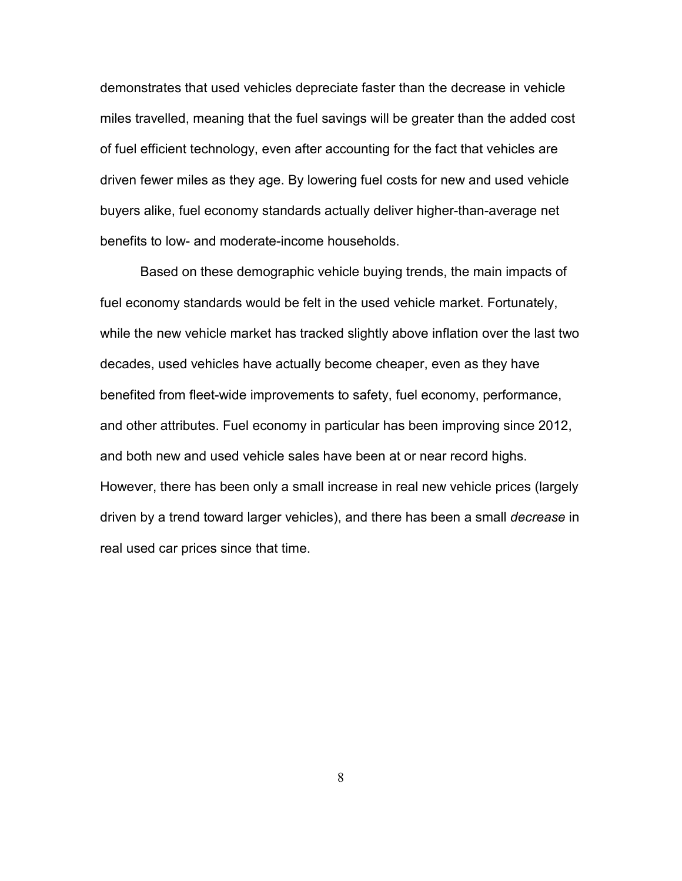demonstrates that used vehicles depreciate faster than the decrease in vehicle miles travelled, meaning that the fuel savings will be greater than the added cost of fuel efficient technology, even after accounting for the fact that vehicles are driven fewer miles as they age. By lowering fuel costs for new and used vehicle buyers alike, fuel economy standards actually deliver higher-than-average net benefits to low- and moderate-income households.

Based on these demographic vehicle buying trends, the main impacts of fuel economy standards would be felt in the used vehicle market. Fortunately, while the new vehicle market has tracked slightly above inflation over the last two decades, used vehicles have actually become cheaper, even as they have benefited from fleet-wide improvements to safety, fuel economy, performance, and other attributes. Fuel economy in particular has been improving since 2012, and both new and used vehicle sales have been at or near record highs. However, there has been only a small increase in real new vehicle prices (largely driven by a trend toward larger vehicles), and there has been a small *decrease* in real used car prices since that time.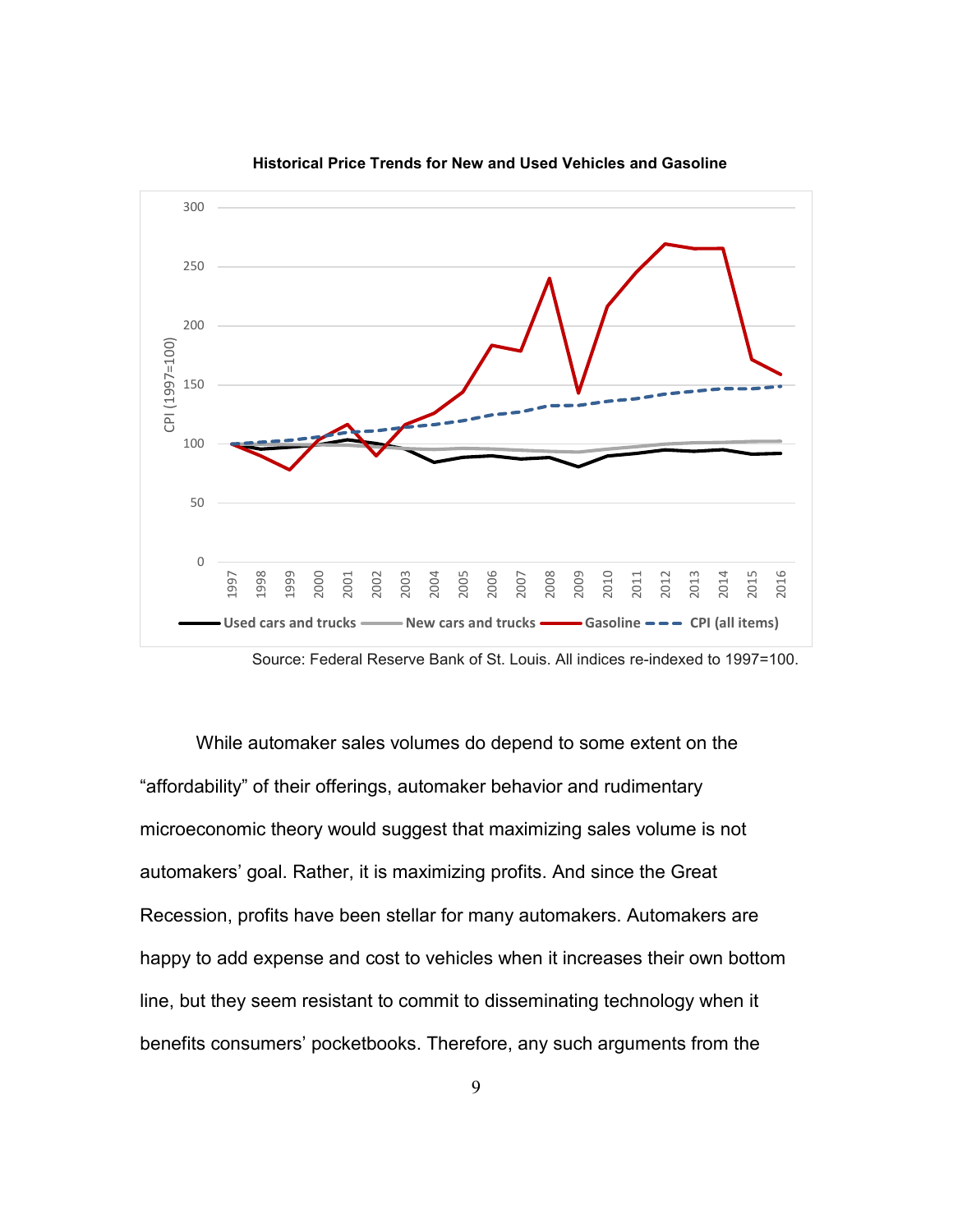**Historical Price Trends for New and Used Vehicles and Gasoline**

Source: Federal Reserve Bank of St. Louis. All indices re-indexed to 1997=100.

While automaker sales volumes do depend to some extent on the “affordability” of their offerings, automaker behavior and rudimentary microeconomic theory would suggest that maximizing sales volume is not automakers’ goal. Rather, it is maximizing profits. And since the Great Recession, profits have been stellar for many automakers. Automakers are happy to add expense and cost to vehicles when it increases their own bottom line, but they seem resistant to commit to disseminating technology when it benefits consumers’ pocketbooks. Therefore, any such arguments from the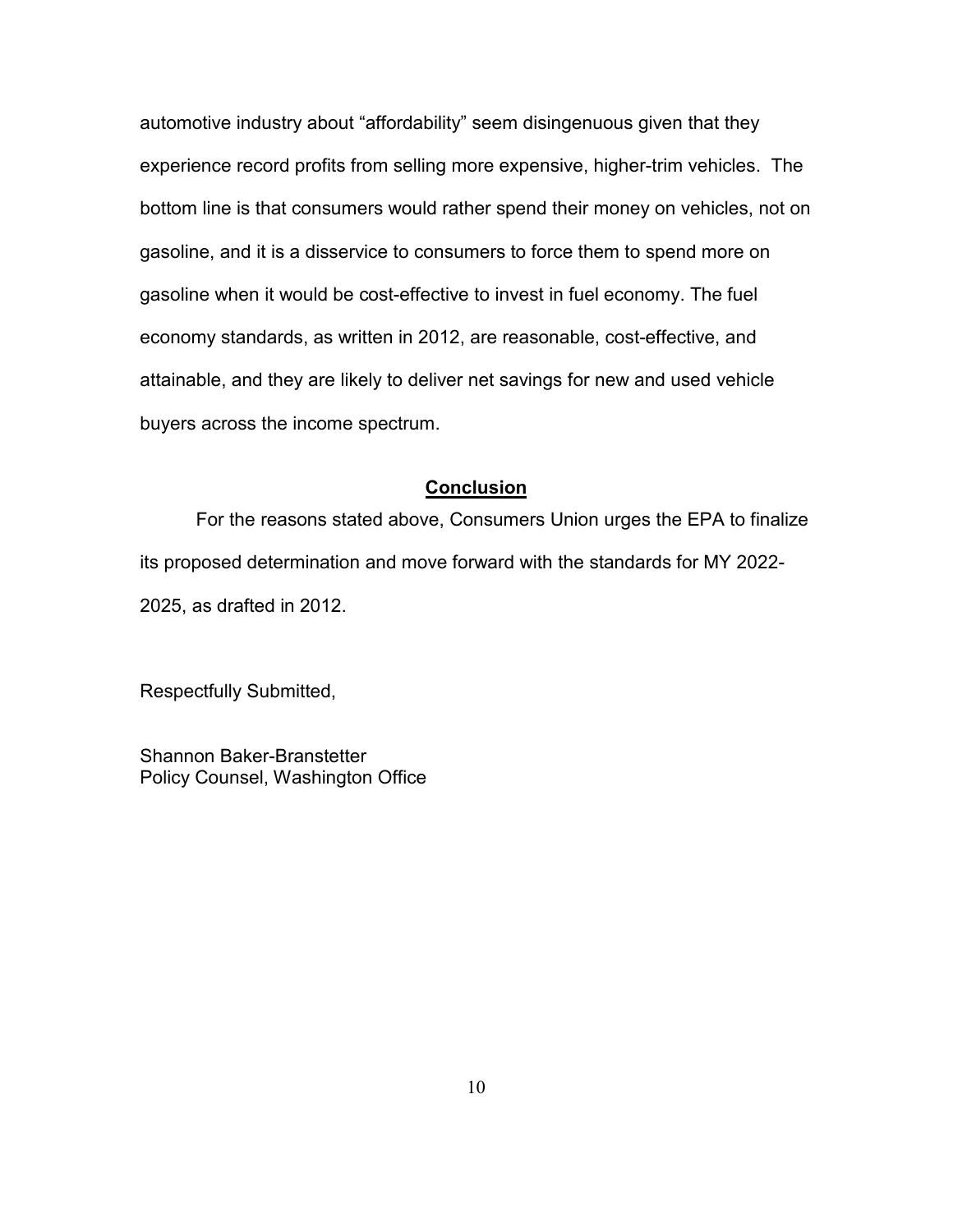automotive industry about "affordability" seem disingenuous given that they experience record profits from selling more expensive, higher-trim vehicles. The bottom line is that consumers would rather spend their money on vehicles, not on gasoline, and it is a disservice to consumers to force them to spend more on gasoline when it would be cost-effective to invest in fuel economy. The fuel economy standards, as written in 2012, are reasonable, cost-effective, and attainable, and they are likely to deliver net savings for new and used vehicle buyers across the income spectrum.

## Conclusion

For the reasons stated above, Consumers Union urges the EPA to finalize its proposed determination and move forward with the standards for MY 2022-2025, as drafted in 2012.

Respectfully Submitted,

Shannon Baker-Branstetter
Policy Counsel, Washington Office